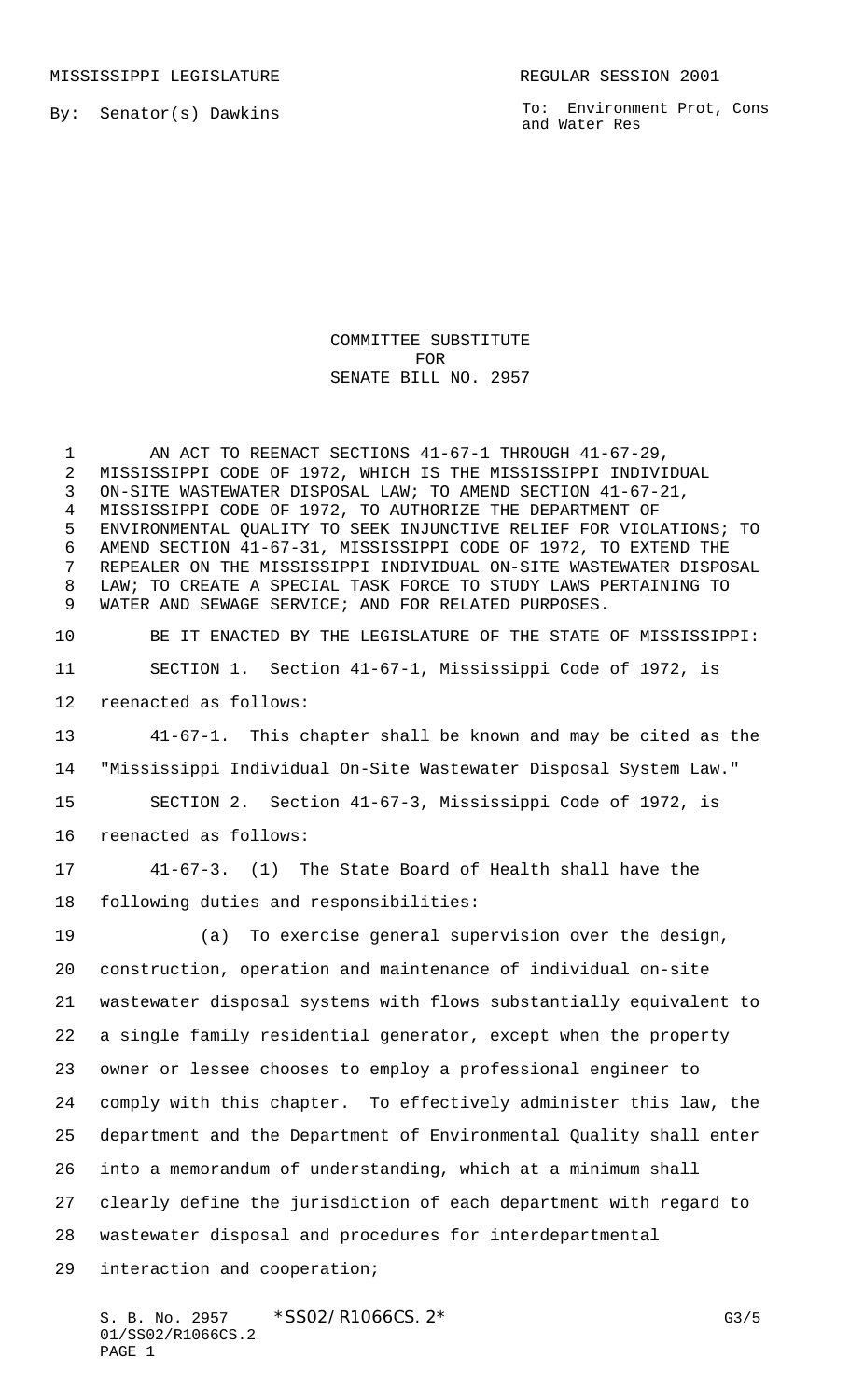MISSISSIPPI LEGISLATURE                REGULAR SESSION 2001

By: Senator(s) Dawkins

To: Environment Prot, Cons and Water Res

COMMITTEE SUBSTITUTE
FOR
SENATE BILL NO. 2957

AN ACT TO REENACT SECTIONS 41-67-1 THROUGH 41-67-29, MISSISSIPPI CODE OF 1972, WHICH IS THE MISSISSIPPI INDIVIDUAL ON-SITE WASTEWATER DISPOSAL LAW; TO AMEND SECTION 41-67-21, MISSISSIPPI CODE OF 1972, TO AUTHORIZE THE DEPARTMENT OF ENVIRONMENTAL QUALITY TO SEEK INJUNCTIVE RELIEF FOR VIOLATIONS; TO AMEND SECTION 41-67-31, MISSISSIPPI CODE OF 1972, TO EXTEND THE REPEALER ON THE MISSISSIPPI INDIVIDUAL ON-SITE WASTEWATER DISPOSAL LAW; TO CREATE A SPECIAL TASK FORCE TO STUDY LAWS PERTAINING TO WATER AND SEWAGE SERVICE; AND FOR RELATED PURPOSES.

BE IT ENACTED BY THE LEGISLATURE OF THE STATE OF MISSISSIPPI:

SECTION 1. Section 41-67-1, Mississippi Code of 1972, is reenacted as follows:

41-67-1. This chapter shall be known and may be cited as the "Mississippi Individual On-Site Wastewater Disposal System Law."

SECTION 2. Section 41-67-3, Mississippi Code of 1972, is reenacted as follows:

41-67-3. (1) The State Board of Health shall have the following duties and responsibilities:

(a) To exercise general supervision over the design, construction, operation and maintenance of individual on-site wastewater disposal systems with flows substantially equivalent to a single family residential generator, except when the property owner or lessee chooses to employ a professional engineer to comply with this chapter. To effectively administer this law, the department and the Department of Environmental Quality shall enter into a memorandum of understanding, which at a minimum shall clearly define the jurisdiction of each department with regard to wastewater disposal and procedures for interdepartmental interaction and cooperation;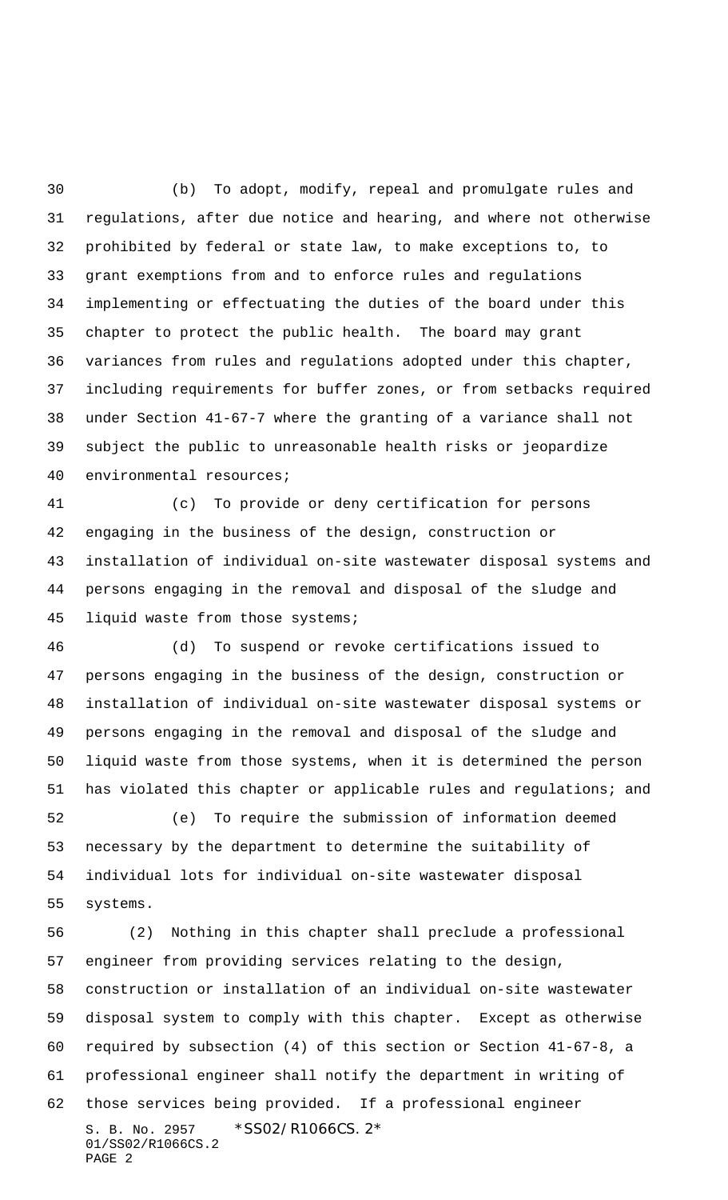(b) To adopt, modify, repeal and promulgate rules and regulations, after due notice and hearing, and where not otherwise prohibited by federal or state law, to make exceptions to, to grant exemptions from and to enforce rules and regulations implementing or effectuating the duties of the board under this chapter to protect the public health. The board may grant variances from rules and regulations adopted under this chapter, including requirements for buffer zones, or from setbacks required under Section 41-67-7 where the granting of a variance shall not subject the public to unreasonable health risks or jeopardize environmental resources;

(c) To provide or deny certification for persons engaging in the business of the design, construction or installation of individual on-site wastewater disposal systems and persons engaging in the removal and disposal of the sludge and liquid waste from those systems;

(d) To suspend or revoke certifications issued to persons engaging in the business of the design, construction or installation of individual on-site wastewater disposal systems or persons engaging in the removal and disposal of the sludge and liquid waste from those systems, when it is determined the person has violated this chapter or applicable rules and regulations; and

(e) To require the submission of information deemed necessary by the department to determine the suitability of individual lots for individual on-site wastewater disposal systems.

(2) Nothing in this chapter shall preclude a professional engineer from providing services relating to the design, construction or installation of an individual on-site wastewater disposal system to comply with this chapter. Except as otherwise required by subsection (4) of this section or Section 41-67-8, a professional engineer shall notify the department in writing of those services being provided. If a professional engineer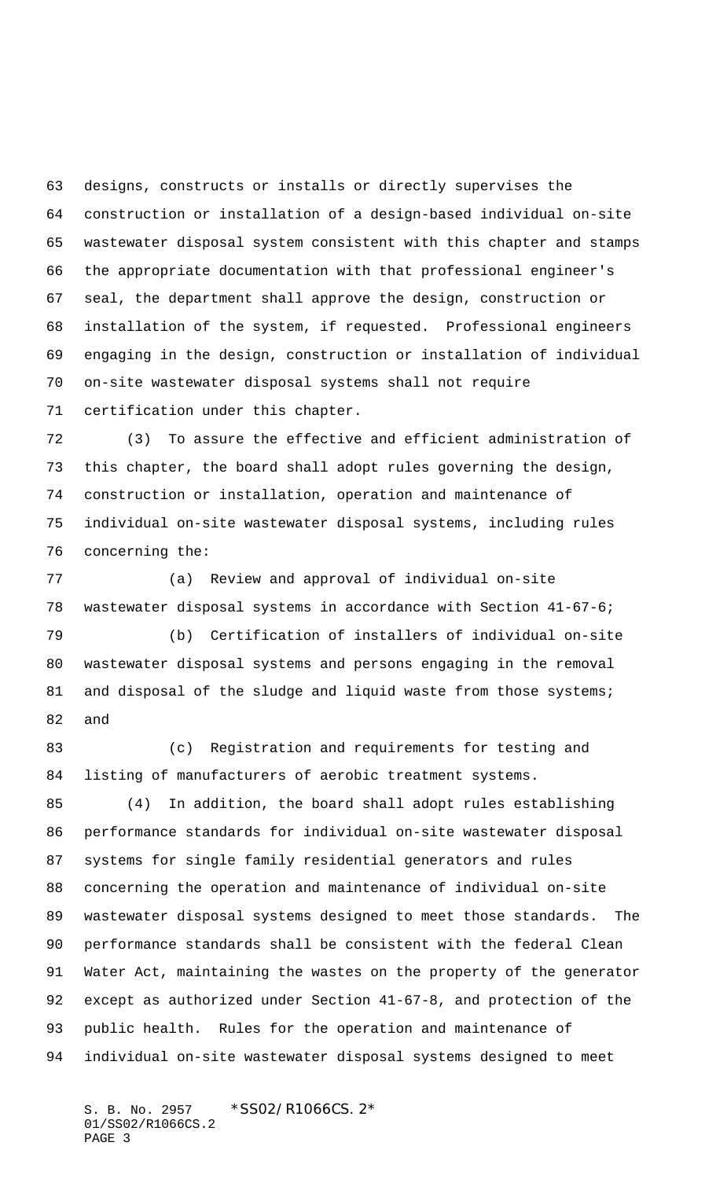designs, constructs or installs or directly supervises the construction or installation of a design-based individual on-site wastewater disposal system consistent with this chapter and stamps the appropriate documentation with that professional engineer's seal, the department shall approve the design, construction or installation of the system, if requested. Professional engineers engaging in the design, construction or installation of individual on-site wastewater disposal systems shall not require certification under this chapter.

(3) To assure the effective and efficient administration of this chapter, the board shall adopt rules governing the design, construction or installation, operation and maintenance of individual on-site wastewater disposal systems, including rules concerning the:

(a) Review and approval of individual on-site wastewater disposal systems in accordance with Section 41-67-6;

(b) Certification of installers of individual on-site wastewater disposal systems and persons engaging in the removal and disposal of the sludge and liquid waste from those systems; and

(c) Registration and requirements for testing and listing of manufacturers of aerobic treatment systems.

(4) In addition, the board shall adopt rules establishing performance standards for individual on-site wastewater disposal systems for single family residential generators and rules concerning the operation and maintenance of individual on-site wastewater disposal systems designed to meet those standards. The performance standards shall be consistent with the federal Clean Water Act, maintaining the wastes on the property of the generator except as authorized under Section 41-67-8, and protection of the public health. Rules for the operation and maintenance of individual on-site wastewater disposal systems designed to meet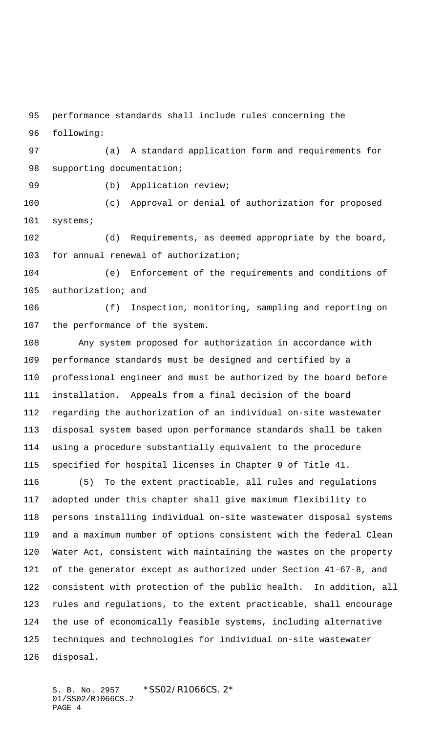performance standards shall include rules concerning the following:

(a) A standard application form and requirements for supporting documentation;

(b) Application review;

(c) Approval or denial of authorization for proposed systems;

(d) Requirements, as deemed appropriate by the board, for annual renewal of authorization;

(e) Enforcement of the requirements and conditions of authorization; and

(f) Inspection, monitoring, sampling and reporting on the performance of the system.

Any system proposed for authorization in accordance with performance standards must be designed and certified by a professional engineer and must be authorized by the board before installation. Appeals from a final decision of the board regarding the authorization of an individual on-site wastewater disposal system based upon performance standards shall be taken using a procedure substantially equivalent to the procedure specified for hospital licenses in Chapter 9 of Title 41.

(5) To the extent practicable, all rules and regulations adopted under this chapter shall give maximum flexibility to persons installing individual on-site wastewater disposal systems and a maximum number of options consistent with the federal Clean Water Act, consistent with maintaining the wastes on the property of the generator except as authorized under Section 41-67-8, and consistent with protection of the public health. In addition, all rules and regulations, to the extent practicable, shall encourage the use of economically feasible systems, including alternative techniques and technologies for individual on-site wastewater disposal.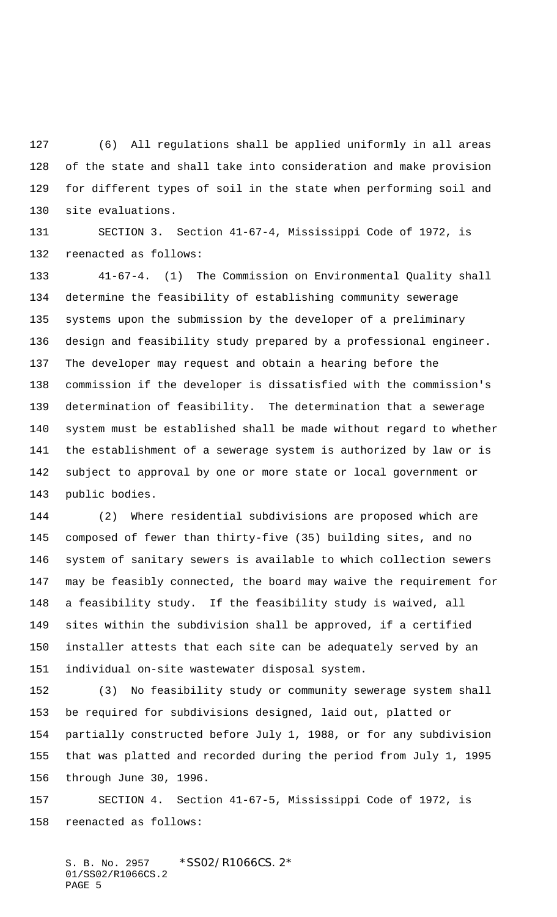(6) All regulations shall be applied uniformly in all areas of the state and shall take into consideration and make provision for different types of soil in the state when performing soil and site evaluations.

SECTION 3. Section 41-67-4, Mississippi Code of 1972, is reenacted as follows:

41-67-4. (1) The Commission on Environmental Quality shall determine the feasibility of establishing community sewerage systems upon the submission by the developer of a preliminary design and feasibility study prepared by a professional engineer. The developer may request and obtain a hearing before the commission if the developer is dissatisfied with the commission's determination of feasibility. The determination that a sewerage system must be established shall be made without regard to whether the establishment of a sewerage system is authorized by law or is subject to approval by one or more state or local government or public bodies.

(2) Where residential subdivisions are proposed which are composed of fewer than thirty-five (35) building sites, and no system of sanitary sewers is available to which collection sewers may be feasibly connected, the board may waive the requirement for a feasibility study. If the feasibility study is waived, all sites within the subdivision shall be approved, if a certified installer attests that each site can be adequately served by an individual on-site wastewater disposal system.

(3) No feasibility study or community sewerage system shall be required for subdivisions designed, laid out, platted or partially constructed before July 1, 1988, or for any subdivision that was platted and recorded during the period from July 1, 1995 through June 30, 1996.

SECTION 4. Section 41-67-5, Mississippi Code of 1972, is reenacted as follows: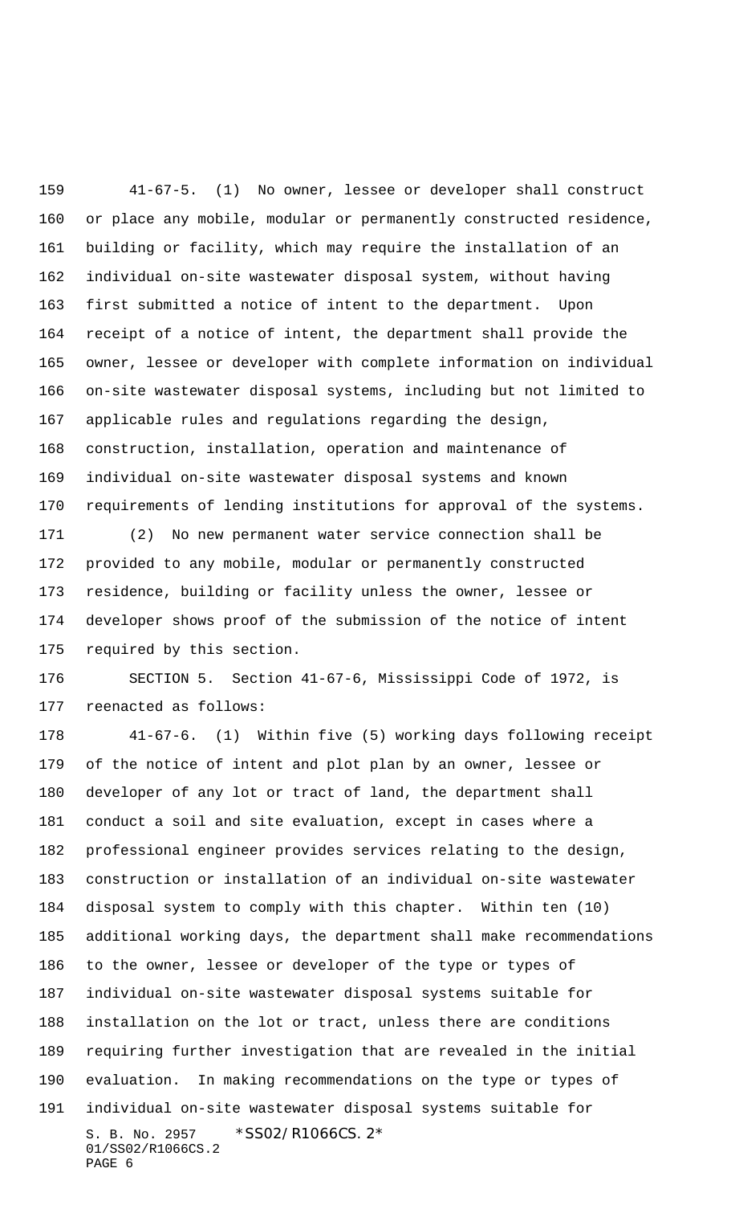41-67-5. (1) No owner, lessee or developer shall construct or place any mobile, modular or permanently constructed residence, building or facility, which may require the installation of an individual on-site wastewater disposal system, without having first submitted a notice of intent to the department. Upon receipt of a notice of intent, the department shall provide the owner, lessee or developer with complete information on individual on-site wastewater disposal systems, including but not limited to applicable rules and regulations regarding the design, construction, installation, operation and maintenance of individual on-site wastewater disposal systems and known requirements of lending institutions for approval of the systems.

(2) No new permanent water service connection shall be provided to any mobile, modular or permanently constructed residence, building or facility unless the owner, lessee or developer shows proof of the submission of the notice of intent required by this section.

SECTION 5. Section 41-67-6, Mississippi Code of 1972, is reenacted as follows:

41-67-6. (1) Within five (5) working days following receipt of the notice of intent and plot plan by an owner, lessee or developer of any lot or tract of land, the department shall conduct a soil and site evaluation, except in cases where a professional engineer provides services relating to the design, construction or installation of an individual on-site wastewater disposal system to comply with this chapter. Within ten (10) additional working days, the department shall make recommendations to the owner, lessee or developer of the type or types of individual on-site wastewater disposal systems suitable for installation on the lot or tract, unless there are conditions requiring further investigation that are revealed in the initial evaluation. In making recommendations on the type or types of individual on-site wastewater disposal systems suitable for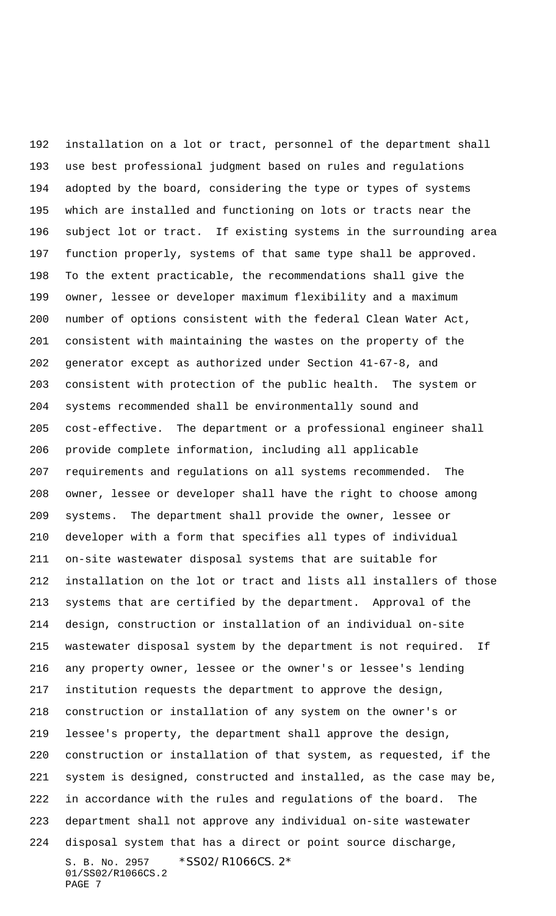installation on a lot or tract, personnel of the department shall use best professional judgment based on rules and regulations adopted by the board, considering the type or types of systems which are installed and functioning on lots or tracts near the subject lot or tract. If existing systems in the surrounding area function properly, systems of that same type shall be approved. To the extent practicable, the recommendations shall give the owner, lessee or developer maximum flexibility and a maximum number of options consistent with the federal Clean Water Act, consistent with maintaining the wastes on the property of the generator except as authorized under Section 41-67-8, and consistent with protection of the public health. The system or systems recommended shall be environmentally sound and cost-effective. The department or a professional engineer shall provide complete information, including all applicable requirements and regulations on all systems recommended. The owner, lessee or developer shall have the right to choose among systems. The department shall provide the owner, lessee or developer with a form that specifies all types of individual on-site wastewater disposal systems that are suitable for installation on the lot or tract and lists all installers of those systems that are certified by the department. Approval of the design, construction or installation of an individual on-site wastewater disposal system by the department is not required. If any property owner, lessee or the owner's or lessee's lending institution requests the department to approve the design, construction or installation of any system on the owner's or lessee's property, the department shall approve the design, construction or installation of that system, as requested, if the system is designed, constructed and installed, as the case may be, in accordance with the rules and regulations of the board. The department shall not approve any individual on-site wastewater disposal system that has a direct or point source discharge,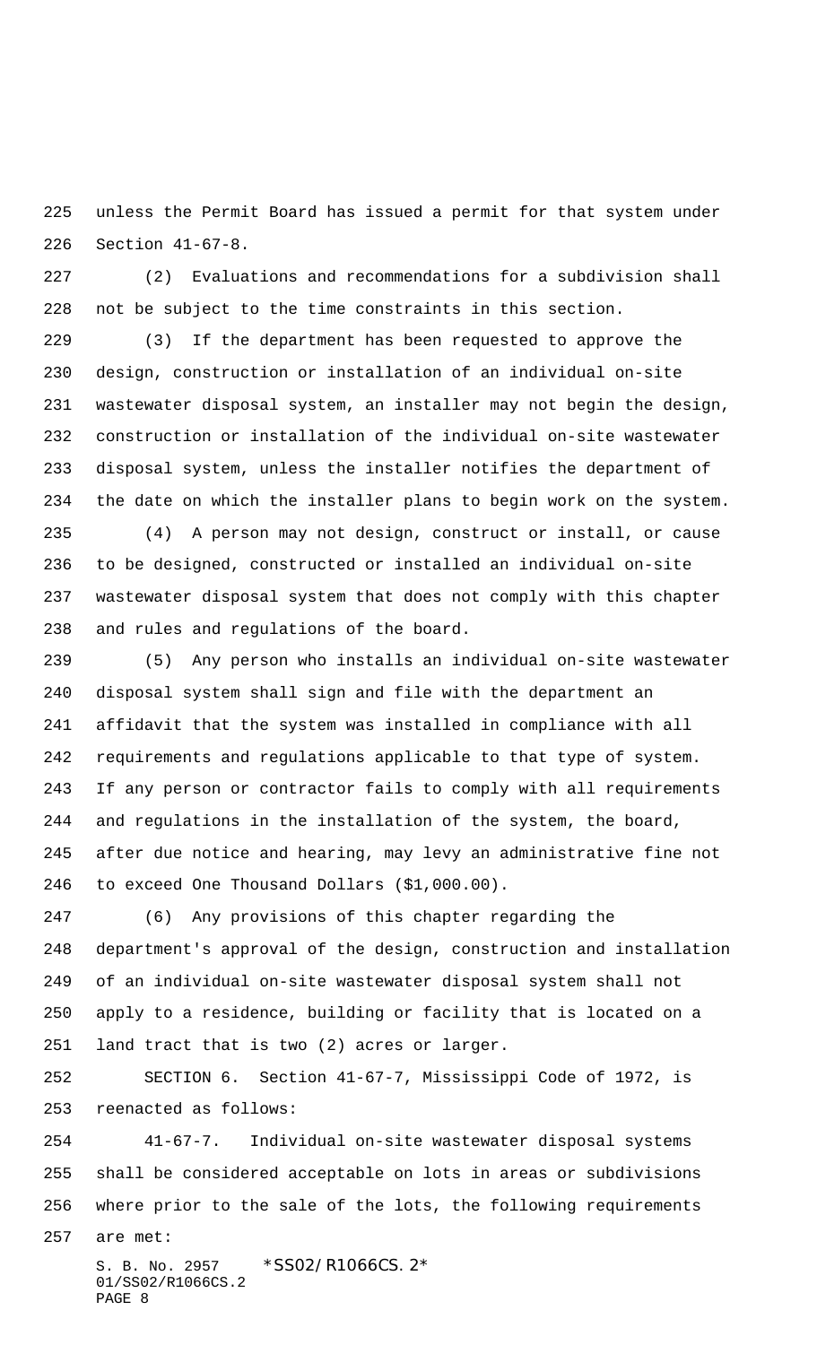unless the Permit Board has issued a permit for that system under Section 41-67-8.

(2) Evaluations and recommendations for a subdivision shall not be subject to the time constraints in this section.

(3) If the department has been requested to approve the design, construction or installation of an individual on-site wastewater disposal system, an installer may not begin the design, construction or installation of the individual on-site wastewater disposal system, unless the installer notifies the department of the date on which the installer plans to begin work on the system.

(4) A person may not design, construct or install, or cause to be designed, constructed or installed an individual on-site wastewater disposal system that does not comply with this chapter and rules and regulations of the board.

(5) Any person who installs an individual on-site wastewater disposal system shall sign and file with the department an affidavit that the system was installed in compliance with all requirements and regulations applicable to that type of system. If any person or contractor fails to comply with all requirements and regulations in the installation of the system, the board, after due notice and hearing, may levy an administrative fine not to exceed One Thousand Dollars ($1,000.00).

(6) Any provisions of this chapter regarding the department's approval of the design, construction and installation of an individual on-site wastewater disposal system shall not apply to a residence, building or facility that is located on a land tract that is two (2) acres or larger.

SECTION 6. Section 41-67-7, Mississippi Code of 1972, is reenacted as follows:

41-67-7. Individual on-site wastewater disposal systems shall be considered acceptable on lots in areas or subdivisions where prior to the sale of the lots, the following requirements are met: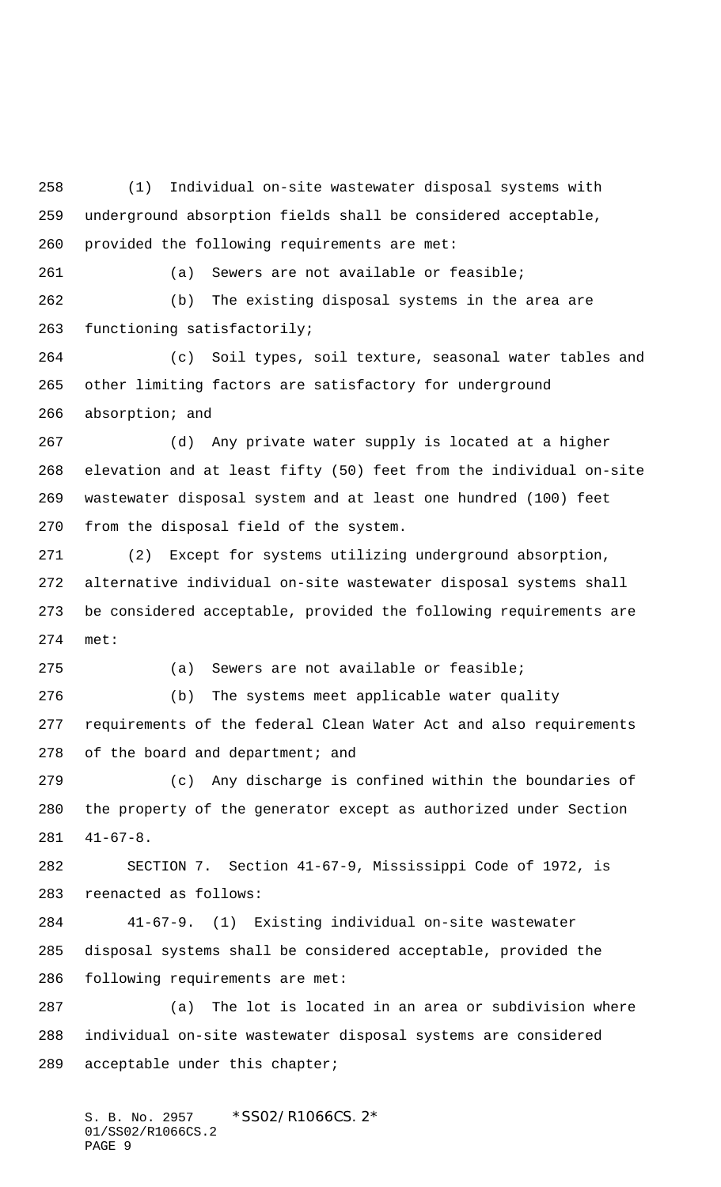(1) Individual on-site wastewater disposal systems with underground absorption fields shall be considered acceptable, provided the following requirements are met:

(a) Sewers are not available or feasible;

(b) The existing disposal systems in the area are functioning satisfactorily;

(c) Soil types, soil texture, seasonal water tables and other limiting factors are satisfactory for underground absorption; and

(d) Any private water supply is located at a higher elevation and at least fifty (50) feet from the individual on-site wastewater disposal system and at least one hundred (100) feet from the disposal field of the system.

(2) Except for systems utilizing underground absorption, alternative individual on-site wastewater disposal systems shall be considered acceptable, provided the following requirements are met:

(a) Sewers are not available or feasible;

(b) The systems meet applicable water quality requirements of the federal Clean Water Act and also requirements of the board and department; and

(c) Any discharge is confined within the boundaries of the property of the generator except as authorized under Section 41-67-8.

SECTION 7. Section 41-67-9, Mississippi Code of 1972, is reenacted as follows:

41-67-9. (1) Existing individual on-site wastewater disposal systems shall be considered acceptable, provided the following requirements are met:

(a) The lot is located in an area or subdivision where individual on-site wastewater disposal systems are considered acceptable under this chapter;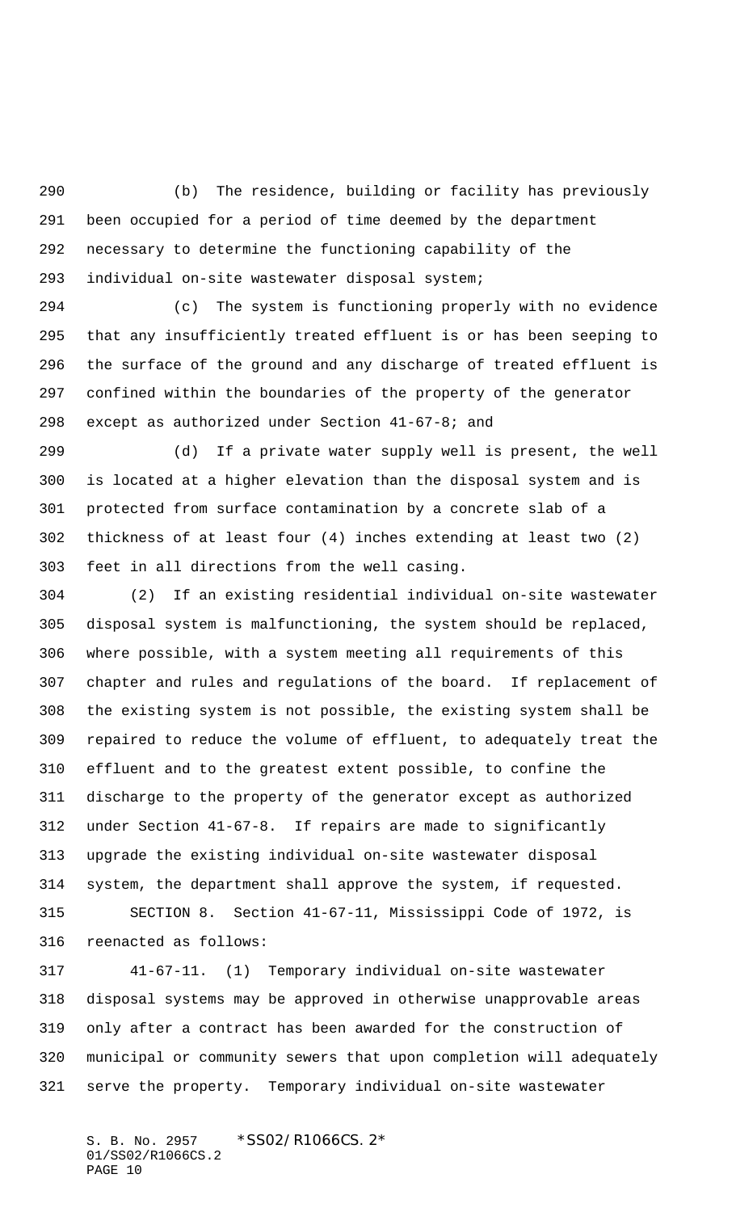(b) The residence, building or facility has previously been occupied for a period of time deemed by the department necessary to determine the functioning capability of the individual on-site wastewater disposal system;

(c) The system is functioning properly with no evidence that any insufficiently treated effluent is or has been seeping to the surface of the ground and any discharge of treated effluent is confined within the boundaries of the property of the generator except as authorized under Section 41-67-8; and

(d) If a private water supply well is present, the well is located at a higher elevation than the disposal system and is protected from surface contamination by a concrete slab of a thickness of at least four (4) inches extending at least two (2) feet in all directions from the well casing.

(2) If an existing residential individual on-site wastewater disposal system is malfunctioning, the system should be replaced, where possible, with a system meeting all requirements of this chapter and rules and regulations of the board. If replacement of the existing system is not possible, the existing system shall be repaired to reduce the volume of effluent, to adequately treat the effluent and to the greatest extent possible, to confine the discharge to the property of the generator except as authorized under Section 41-67-8. If repairs are made to significantly upgrade the existing individual on-site wastewater disposal system, the department shall approve the system, if requested.

SECTION 8. Section 41-67-11, Mississippi Code of 1972, is reenacted as follows:

41-67-11. (1) Temporary individual on-site wastewater disposal systems may be approved in otherwise unapprovable areas only after a contract has been awarded for the construction of municipal or community sewers that upon completion will adequately serve the property. Temporary individual on-site wastewater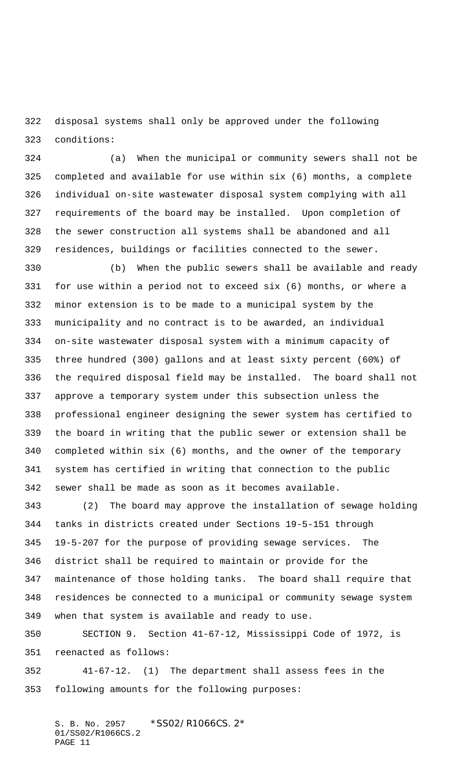disposal systems shall only be approved under the following conditions:

(a) When the municipal or community sewers shall not be completed and available for use within six (6) months, a complete individual on-site wastewater disposal system complying with all requirements of the board may be installed. Upon completion of the sewer construction all systems shall be abandoned and all residences, buildings or facilities connected to the sewer.

(b) When the public sewers shall be available and ready for use within a period not to exceed six (6) months, or where a minor extension is to be made to a municipal system by the municipality and no contract is to be awarded, an individual on-site wastewater disposal system with a minimum capacity of three hundred (300) gallons and at least sixty percent (60%) of the required disposal field may be installed. The board shall not approve a temporary system under this subsection unless the professional engineer designing the sewer system has certified to the board in writing that the public sewer or extension shall be completed within six (6) months, and the owner of the temporary system has certified in writing that connection to the public sewer shall be made as soon as it becomes available.

(2) The board may approve the installation of sewage holding tanks in districts created under Sections 19-5-151 through 19-5-207 for the purpose of providing sewage services. The district shall be required to maintain or provide for the maintenance of those holding tanks. The board shall require that residences be connected to a municipal or community sewage system when that system is available and ready to use.

SECTION 9. Section 41-67-12, Mississippi Code of 1972, is reenacted as follows:

41-67-12. (1) The department shall assess fees in the following amounts for the following purposes: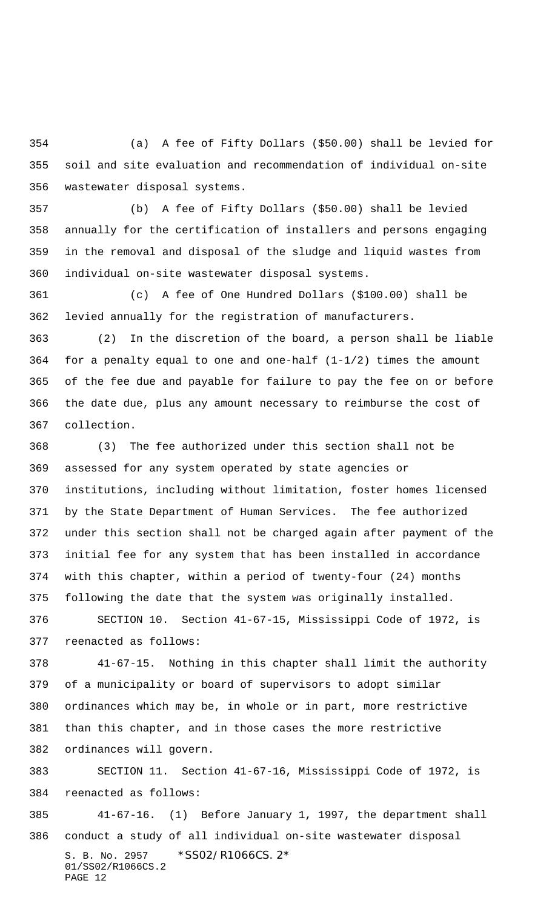(a) A fee of Fifty Dollars ($50.00) shall be levied for soil and site evaluation and recommendation of individual on-site wastewater disposal systems.

(b) A fee of Fifty Dollars ($50.00) shall be levied annually for the certification of installers and persons engaging in the removal and disposal of the sludge and liquid wastes from individual on-site wastewater disposal systems.

(c) A fee of One Hundred Dollars ($100.00) shall be levied annually for the registration of manufacturers.

(2) In the discretion of the board, a person shall be liable for a penalty equal to one and one-half (1-1/2) times the amount of the fee due and payable for failure to pay the fee on or before the date due, plus any amount necessary to reimburse the cost of collection.

(3) The fee authorized under this section shall not be assessed for any system operated by state agencies or institutions, including without limitation, foster homes licensed by the State Department of Human Services. The fee authorized under this section shall not be charged again after payment of the initial fee for any system that has been installed in accordance with this chapter, within a period of twenty-four (24) months following the date that the system was originally installed.

SECTION 10. Section 41-67-15, Mississippi Code of 1972, is reenacted as follows:

41-67-15. Nothing in this chapter shall limit the authority of a municipality or board of supervisors to adopt similar ordinances which may be, in whole or in part, more restrictive than this chapter, and in those cases the more restrictive ordinances will govern.

SECTION 11. Section 41-67-16, Mississippi Code of 1972, is reenacted as follows:

41-67-16. (1) Before January 1, 1997, the department shall conduct a study of all individual on-site wastewater disposal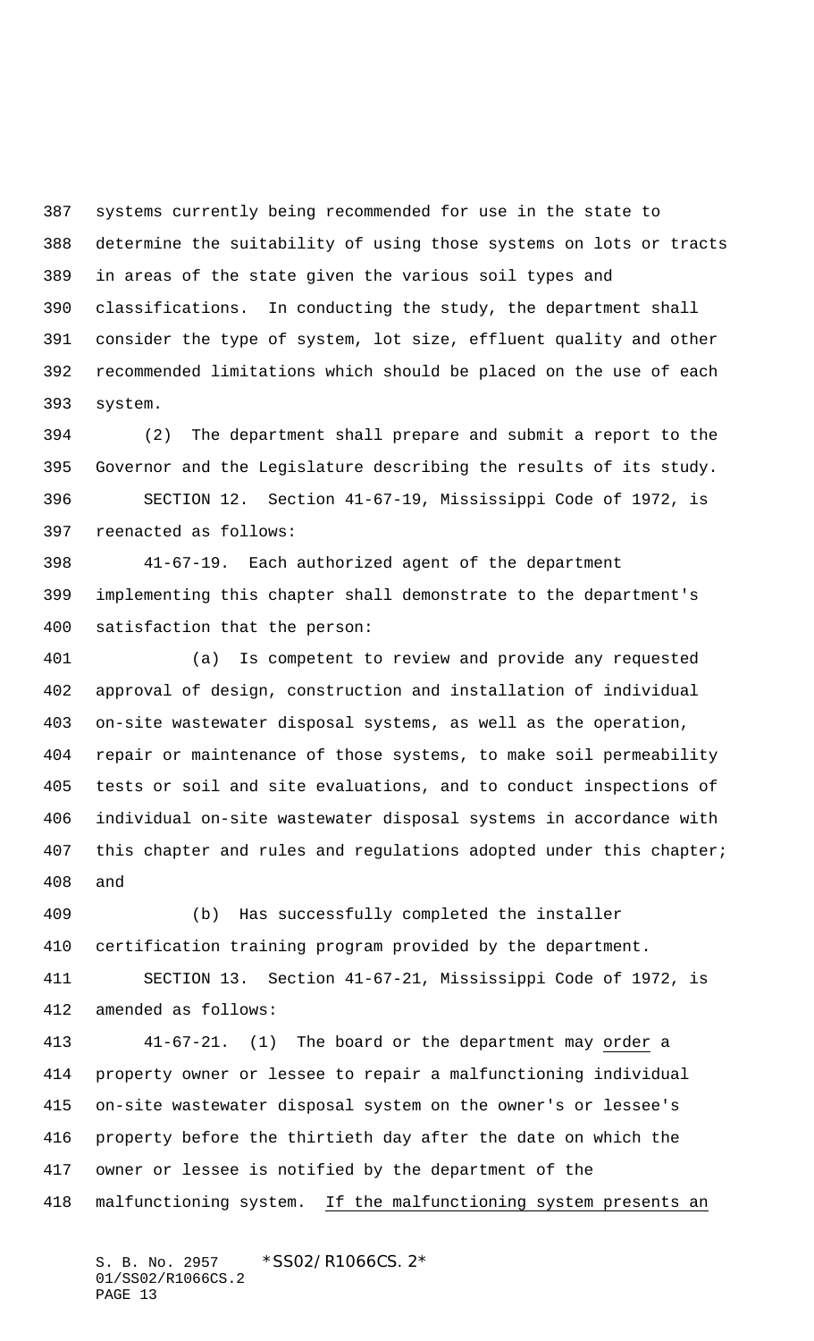systems currently being recommended for use in the state to determine the suitability of using those systems on lots or tracts in areas of the state given the various soil types and classifications. In conducting the study, the department shall consider the type of system, lot size, effluent quality and other recommended limitations which should be placed on the use of each system.

(2) The department shall prepare and submit a report to the Governor and the Legislature describing the results of its study.

SECTION 12. Section 41-67-19, Mississippi Code of 1972, is reenacted as follows:

41-67-19. Each authorized agent of the department implementing this chapter shall demonstrate to the department's satisfaction that the person:

(a) Is competent to review and provide any requested approval of design, construction and installation of individual on-site wastewater disposal systems, as well as the operation, repair or maintenance of those systems, to make soil permeability tests or soil and site evaluations, and to conduct inspections of individual on-site wastewater disposal systems in accordance with this chapter and rules and regulations adopted under this chapter; and

(b) Has successfully completed the installer certification training program provided by the department.

SECTION 13. Section 41-67-21, Mississippi Code of 1972, is amended as follows:

41-67-21. (1) The board or the department may order a property owner or lessee to repair a malfunctioning individual on-site wastewater disposal system on the owner's or lessee's property before the thirtieth day after the date on which the owner or lessee is notified by the department of the malfunctioning system. If the malfunctioning system presents an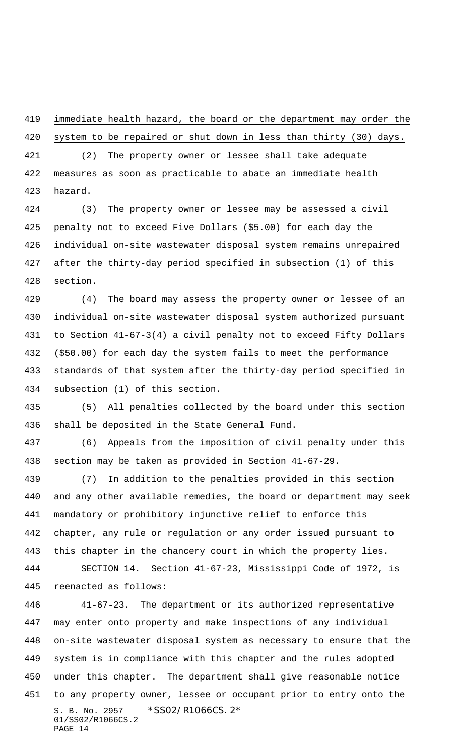immediate health hazard, the board or the department may order the system to be repaired or shut down in less than thirty (30) days.

(2) The property owner or lessee shall take adequate measures as soon as practicable to abate an immediate health hazard.

(3) The property owner or lessee may be assessed a civil penalty not to exceed Five Dollars ($5.00) for each day the individual on-site wastewater disposal system remains unrepaired after the thirty-day period specified in subsection (1) of this section.

(4) The board may assess the property owner or lessee of an individual on-site wastewater disposal system authorized pursuant to Section 41-67-3(4) a civil penalty not to exceed Fifty Dollars ($50.00) for each day the system fails to meet the performance standards of that system after the thirty-day period specified in subsection (1) of this section.

(5) All penalties collected by the board under this section shall be deposited in the State General Fund.

(6) Appeals from the imposition of civil penalty under this section may be taken as provided in Section 41-67-29.

(7) In addition to the penalties provided in this section and any other available remedies, the board or department may seek mandatory or prohibitory injunctive relief to enforce this chapter, any rule or regulation or any order issued pursuant to this chapter in the chancery court in which the property lies.

SECTION 14. Section 41-67-23, Mississippi Code of 1972, is reenacted as follows:

41-67-23. The department or its authorized representative may enter onto property and make inspections of any individual on-site wastewater disposal system as necessary to ensure that the system is in compliance with this chapter and the rules adopted under this chapter. The department shall give reasonable notice to any property owner, lessee or occupant prior to entry onto the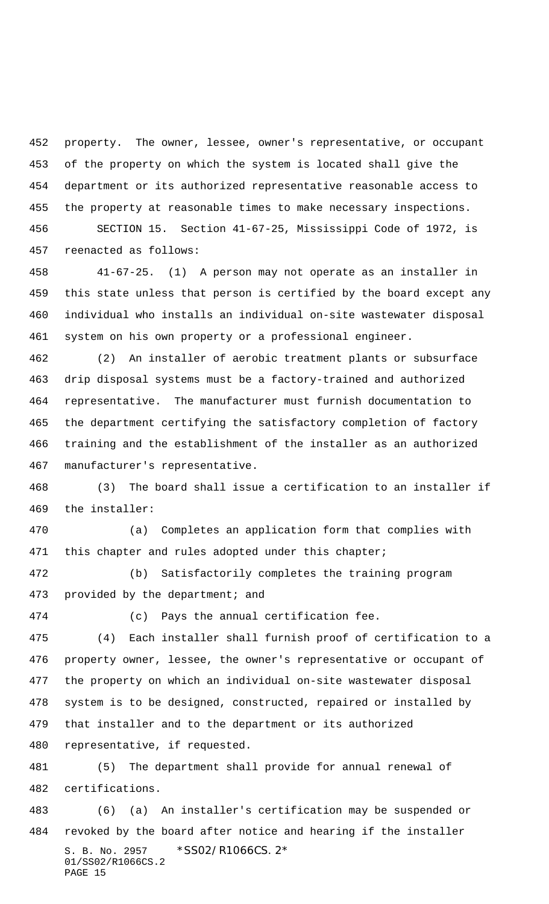property. The owner, lessee, owner's representative, or occupant of the property on which the system is located shall give the department or its authorized representative reasonable access to the property at reasonable times to make necessary inspections.

SECTION 15. Section 41-67-25, Mississippi Code of 1972, is reenacted as follows:

41-67-25. (1) A person may not operate as an installer in this state unless that person is certified by the board except any individual who installs an individual on-site wastewater disposal system on his own property or a professional engineer.

(2) An installer of aerobic treatment plants or subsurface drip disposal systems must be a factory-trained and authorized representative. The manufacturer must furnish documentation to the department certifying the satisfactory completion of factory training and the establishment of the installer as an authorized manufacturer's representative.

(3) The board shall issue a certification to an installer if the installer:

(a) Completes an application form that complies with this chapter and rules adopted under this chapter;

(b) Satisfactorily completes the training program provided by the department; and

(c) Pays the annual certification fee.

(4) Each installer shall furnish proof of certification to a property owner, lessee, the owner's representative or occupant of the property on which an individual on-site wastewater disposal system is to be designed, constructed, repaired or installed by that installer and to the department or its authorized representative, if requested.

(5) The department shall provide for annual renewal of certifications.

(6) (a) An installer's certification may be suspended or revoked by the board after notice and hearing if the installer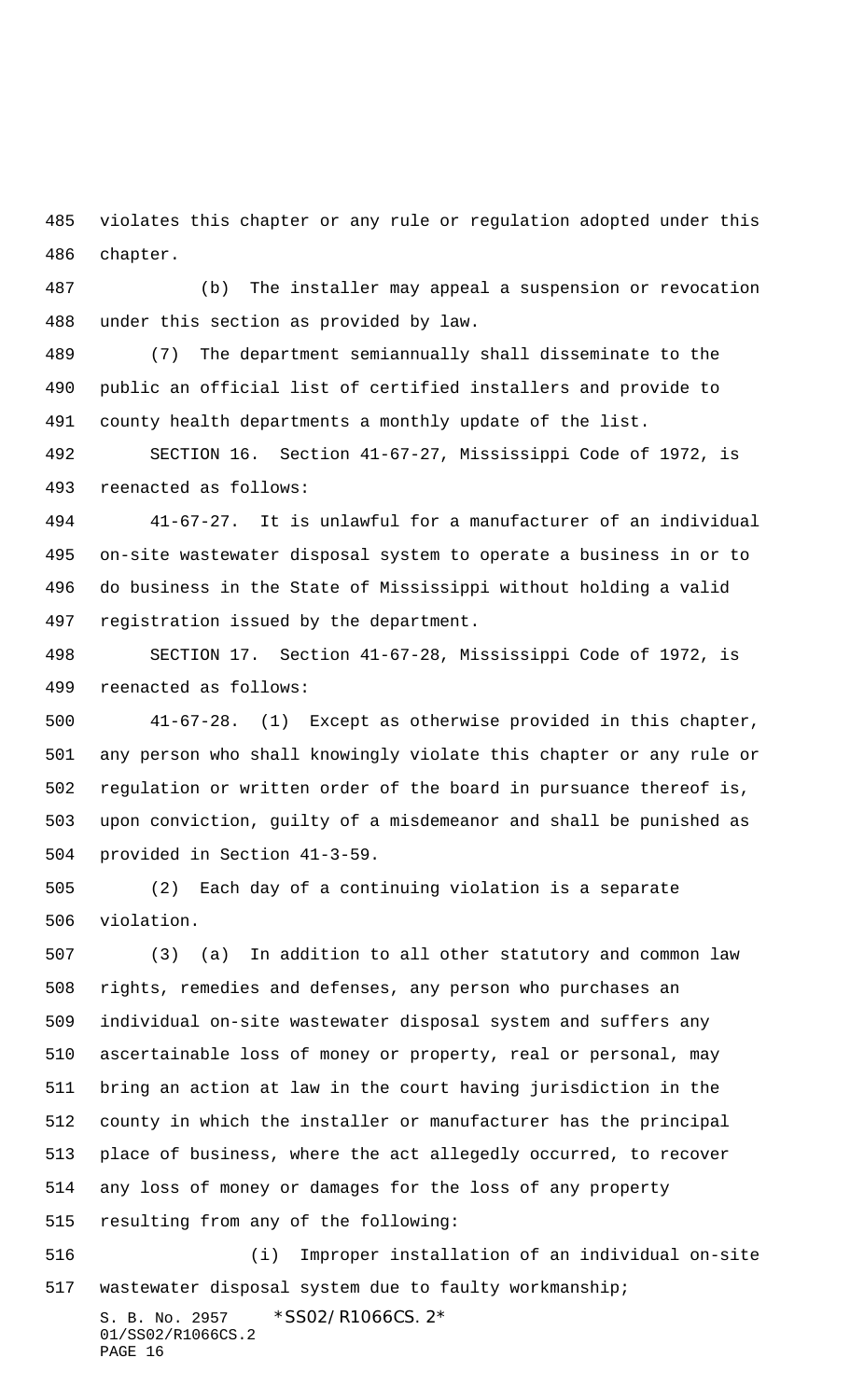violates this chapter or any rule or regulation adopted under this chapter.

(b) The installer may appeal a suspension or revocation under this section as provided by law.

(7) The department semiannually shall disseminate to the public an official list of certified installers and provide to county health departments a monthly update of the list.

SECTION 16. Section 41-67-27, Mississippi Code of 1972, is reenacted as follows:

41-67-27. It is unlawful for a manufacturer of an individual on-site wastewater disposal system to operate a business in or to do business in the State of Mississippi without holding a valid registration issued by the department.

SECTION 17. Section 41-67-28, Mississippi Code of 1972, is reenacted as follows:

41-67-28. (1) Except as otherwise provided in this chapter, any person who shall knowingly violate this chapter or any rule or regulation or written order of the board in pursuance thereof is, upon conviction, guilty of a misdemeanor and shall be punished as provided in Section 41-3-59.

(2) Each day of a continuing violation is a separate violation.

(3) (a) In addition to all other statutory and common law rights, remedies and defenses, any person who purchases an individual on-site wastewater disposal system and suffers any ascertainable loss of money or property, real or personal, may bring an action at law in the court having jurisdiction in the county in which the installer or manufacturer has the principal place of business, where the act allegedly occurred, to recover any loss of money or damages for the loss of any property resulting from any of the following:

(i) Improper installation of an individual on-site wastewater disposal system due to faulty workmanship;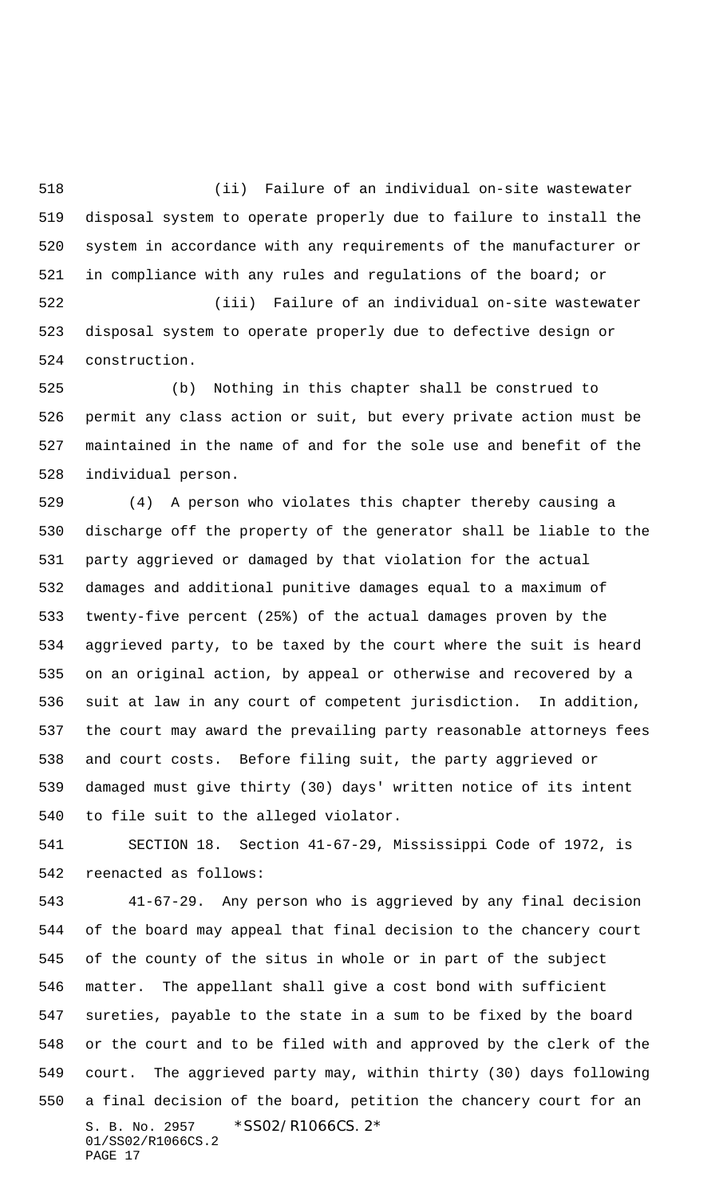(ii) Failure of an individual on-site wastewater disposal system to operate properly due to failure to install the system in accordance with any requirements of the manufacturer or in compliance with any rules and regulations of the board; or

(iii) Failure of an individual on-site wastewater disposal system to operate properly due to defective design or construction.

(b) Nothing in this chapter shall be construed to permit any class action or suit, but every private action must be maintained in the name of and for the sole use and benefit of the individual person.

(4) A person who violates this chapter thereby causing a discharge off the property of the generator shall be liable to the party aggrieved or damaged by that violation for the actual damages and additional punitive damages equal to a maximum of twenty-five percent (25%) of the actual damages proven by the aggrieved party, to be taxed by the court where the suit is heard on an original action, by appeal or otherwise and recovered by a suit at law in any court of competent jurisdiction. In addition, the court may award the prevailing party reasonable attorneys fees and court costs. Before filing suit, the party aggrieved or damaged must give thirty (30) days' written notice of its intent to file suit to the alleged violator.

SECTION 18. Section 41-67-29, Mississippi Code of 1972, is reenacted as follows:

41-67-29. Any person who is aggrieved by any final decision of the board may appeal that final decision to the chancery court of the county of the situs in whole or in part of the subject matter. The appellant shall give a cost bond with sufficient sureties, payable to the state in a sum to be fixed by the board or the court and to be filed with and approved by the clerk of the court. The aggrieved party may, within thirty (30) days following a final decision of the board, petition the chancery court for an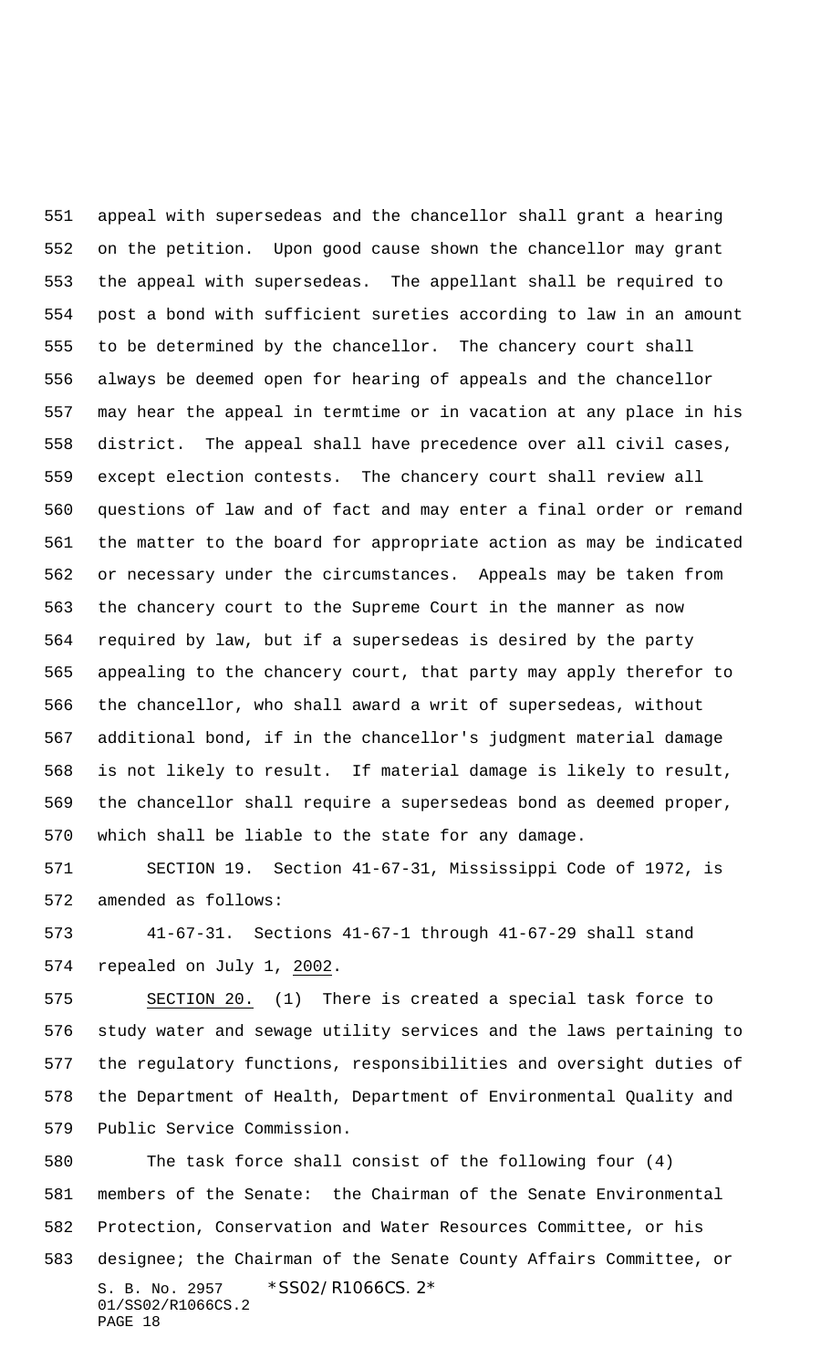appeal with supersedeas and the chancellor shall grant a hearing on the petition. Upon good cause shown the chancellor may grant the appeal with supersedeas. The appellant shall be required to post a bond with sufficient sureties according to law in an amount to be determined by the chancellor. The chancery court shall always be deemed open for hearing of appeals and the chancellor may hear the appeal in termtime or in vacation at any place in his district. The appeal shall have precedence over all civil cases, except election contests. The chancery court shall review all questions of law and of fact and may enter a final order or remand the matter to the board for appropriate action as may be indicated or necessary under the circumstances. Appeals may be taken from the chancery court to the Supreme Court in the manner as now required by law, but if a supersedeas is desired by the party appealing to the chancery court, that party may apply therefor to the chancellor, who shall award a writ of supersedeas, without additional bond, if in the chancellor's judgment material damage is not likely to result. If material damage is likely to result, the chancellor shall require a supersedeas bond as deemed proper, which shall be liable to the state for any damage.

SECTION 19. Section 41-67-31, Mississippi Code of 1972, is amended as follows:

41-67-31. Sections 41-67-1 through 41-67-29 shall stand repealed on July 1, 2002.

SECTION 20. (1) There is created a special task force to study water and sewage utility services and the laws pertaining to the regulatory functions, responsibilities and oversight duties of the Department of Health, Department of Environmental Quality and Public Service Commission.

The task force shall consist of the following four (4) members of the Senate: the Chairman of the Senate Environmental Protection, Conservation and Water Resources Committee, or his designee; the Chairman of the Senate County Affairs Committee, or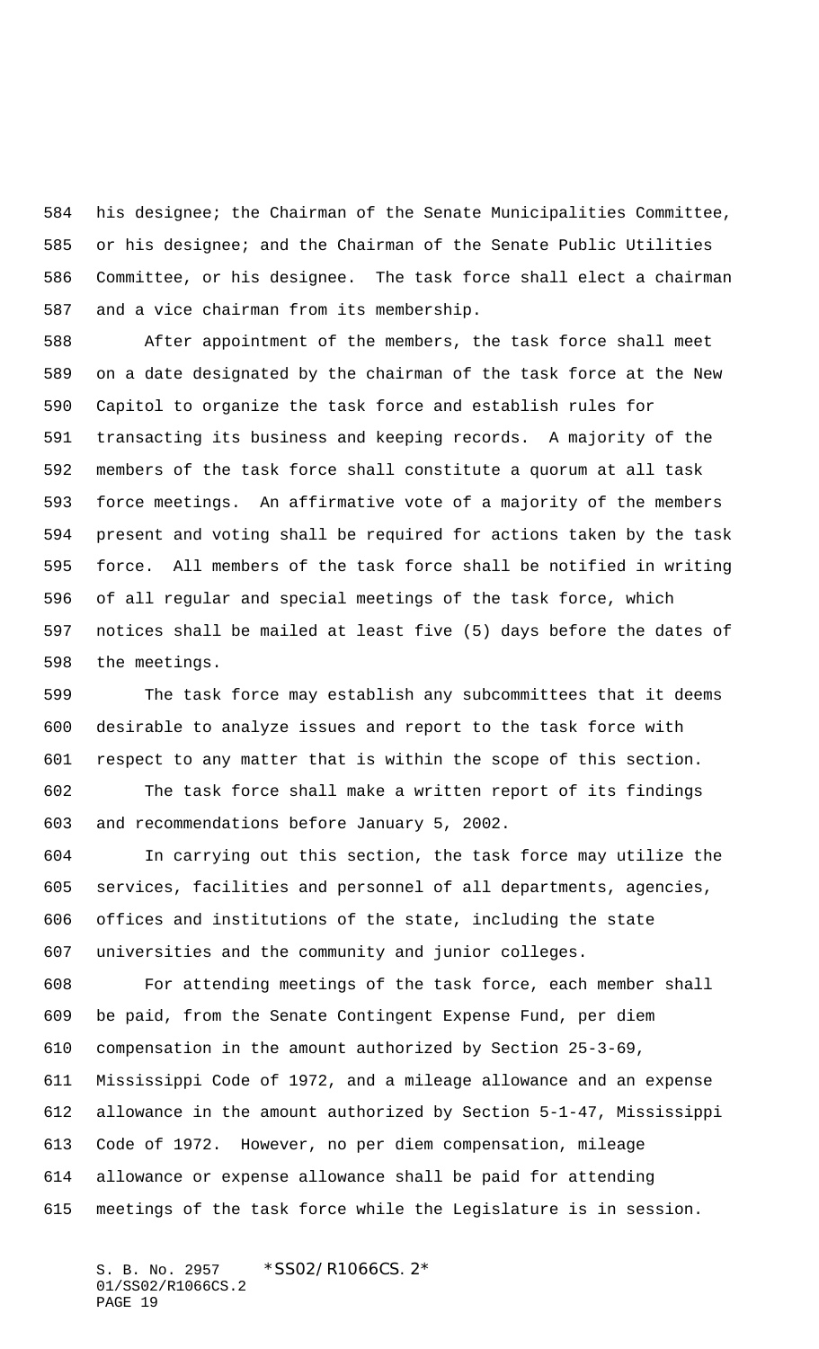his designee; the Chairman of the Senate Municipalities Committee, or his designee; and the Chairman of the Senate Public Utilities Committee, or his designee. The task force shall elect a chairman and a vice chairman from its membership.

After appointment of the members, the task force shall meet on a date designated by the chairman of the task force at the New Capitol to organize the task force and establish rules for transacting its business and keeping records. A majority of the members of the task force shall constitute a quorum at all task force meetings. An affirmative vote of a majority of the members present and voting shall be required for actions taken by the task force. All members of the task force shall be notified in writing of all regular and special meetings of the task force, which notices shall be mailed at least five (5) days before the dates of the meetings.

The task force may establish any subcommittees that it deems desirable to analyze issues and report to the task force with respect to any matter that is within the scope of this section.

The task force shall make a written report of its findings and recommendations before January 5, 2002.

In carrying out this section, the task force may utilize the services, facilities and personnel of all departments, agencies, offices and institutions of the state, including the state universities and the community and junior colleges.

For attending meetings of the task force, each member shall be paid, from the Senate Contingent Expense Fund, per diem compensation in the amount authorized by Section 25-3-69, Mississippi Code of 1972, and a mileage allowance and an expense allowance in the amount authorized by Section 5-1-47, Mississippi Code of 1972. However, no per diem compensation, mileage allowance or expense allowance shall be paid for attending meetings of the task force while the Legislature is in session.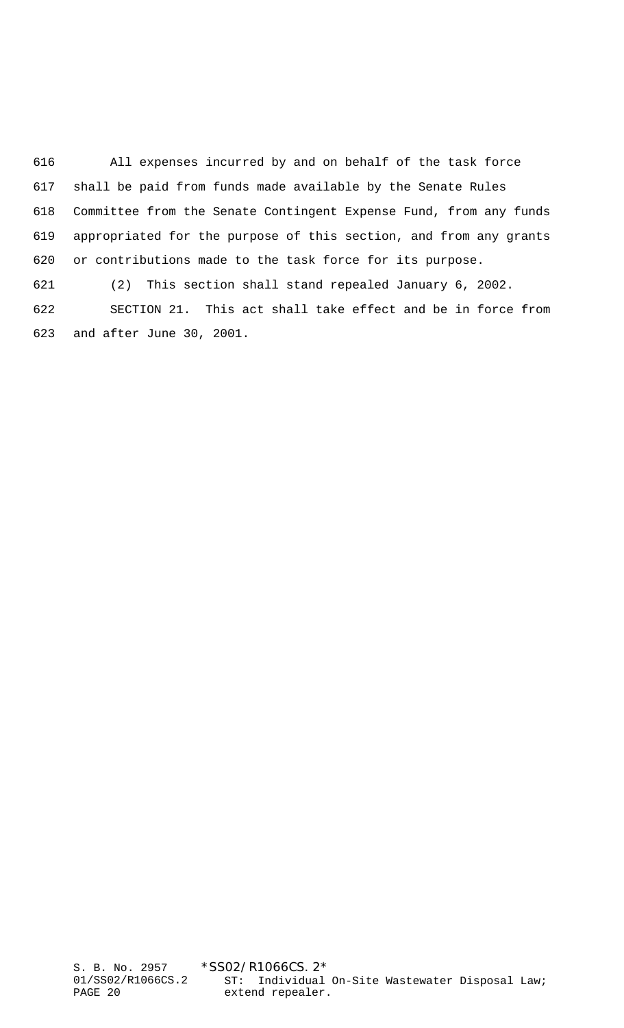All expenses incurred by and on behalf of the task force shall be paid from funds made available by the Senate Rules Committee from the Senate Contingent Expense Fund, from any funds appropriated for the purpose of this section, and from any grants or contributions made to the task force for its purpose.

(2) This section shall stand repealed January 6, 2002.

SECTION 21. This act shall take effect and be in force from and after June 30, 2001.